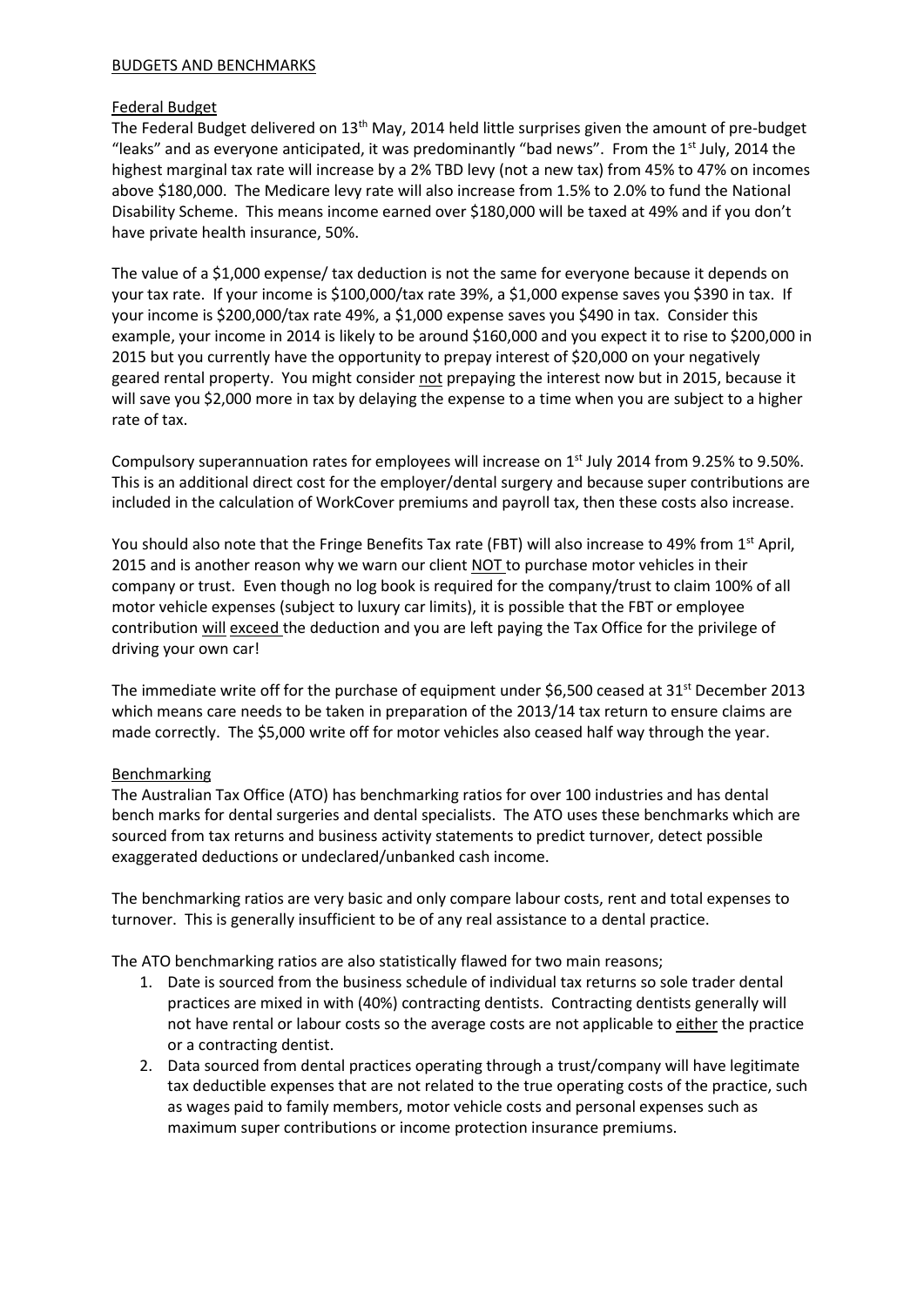## BUDGETS AND BENCHMARKS

### Federal Budget

The Federal Budget delivered on 13th May, 2014 held little surprises given the amount of pre-budget "leaks" and as everyone anticipated, it was predominantly "bad news". From the 1st July, 2014 the highest marginal tax rate will increase by a 2% TBD levy (not a new tax) from 45% to 47% on incomes above $180,000. The Medicare levy rate will also increase from 1.5% to 2.0% to fund the National Disability Scheme. This means income earned over $180,000 will be taxed at 49% and if you don't have private health insurance, 50%.

The value of a $1,000 expense/ tax deduction is not the same for everyone because it depends on your tax rate. If your income is $100,000/tax rate 39%, a $1,000 expense saves you $390 in tax. If your income is $200,000/tax rate 49%, a $1,000 expense saves you $490 in tax. Consider this example, your income in 2014 is likely to be around $160,000 and you expect it to rise to $200,000 in 2015 but you currently have the opportunity to prepay interest of $20,000 on your negatively geared rental property. You might consider not prepaying the interest now but in 2015, because it will save you $2,000 more in tax by delaying the expense to a time when you are subject to a higher rate of tax.

Compulsory superannuation rates for employees will increase on 1st July 2014 from 9.25% to 9.50%. This is an additional direct cost for the employer/dental surgery and because super contributions are included in the calculation of WorkCover premiums and payroll tax, then these costs also increase.

You should also note that the Fringe Benefits Tax rate (FBT) will also increase to 49% from 1st April, 2015 and is another reason why we warn our client NOT to purchase motor vehicles in their company or trust. Even though no log book is required for the company/trust to claim 100% of all motor vehicle expenses (subject to luxury car limits), it is possible that the FBT or employee contribution will exceed the deduction and you are left paying the Tax Office for the privilege of driving your own car!

The immediate write off for the purchase of equipment under $6,500 ceased at 31st December 2013 which means care needs to be taken in preparation of the 2013/14 tax return to ensure claims are made correctly. The $5,000 write off for motor vehicles also ceased half way through the year.

### Benchmarking

The Australian Tax Office (ATO) has benchmarking ratios for over 100 industries and has dental bench marks for dental surgeries and dental specialists. The ATO uses these benchmarks which are sourced from tax returns and business activity statements to predict turnover, detect possible exaggerated deductions or undeclared/unbanked cash income.

The benchmarking ratios are very basic and only compare labour costs, rent and total expenses to turnover. This is generally insufficient to be of any real assistance to a dental practice.

The ATO benchmarking ratios are also statistically flawed for two main reasons;

1. Date is sourced from the business schedule of individual tax returns so sole trader dental practices are mixed in with (40%) contracting dentists. Contracting dentists generally will not have rental or labour costs so the average costs are not applicable to either the practice or a contracting dentist.
2. Data sourced from dental practices operating through a trust/company will have legitimate tax deductible expenses that are not related to the true operating costs of the practice, such as wages paid to family members, motor vehicle costs and personal expenses such as maximum super contributions or income protection insurance premiums.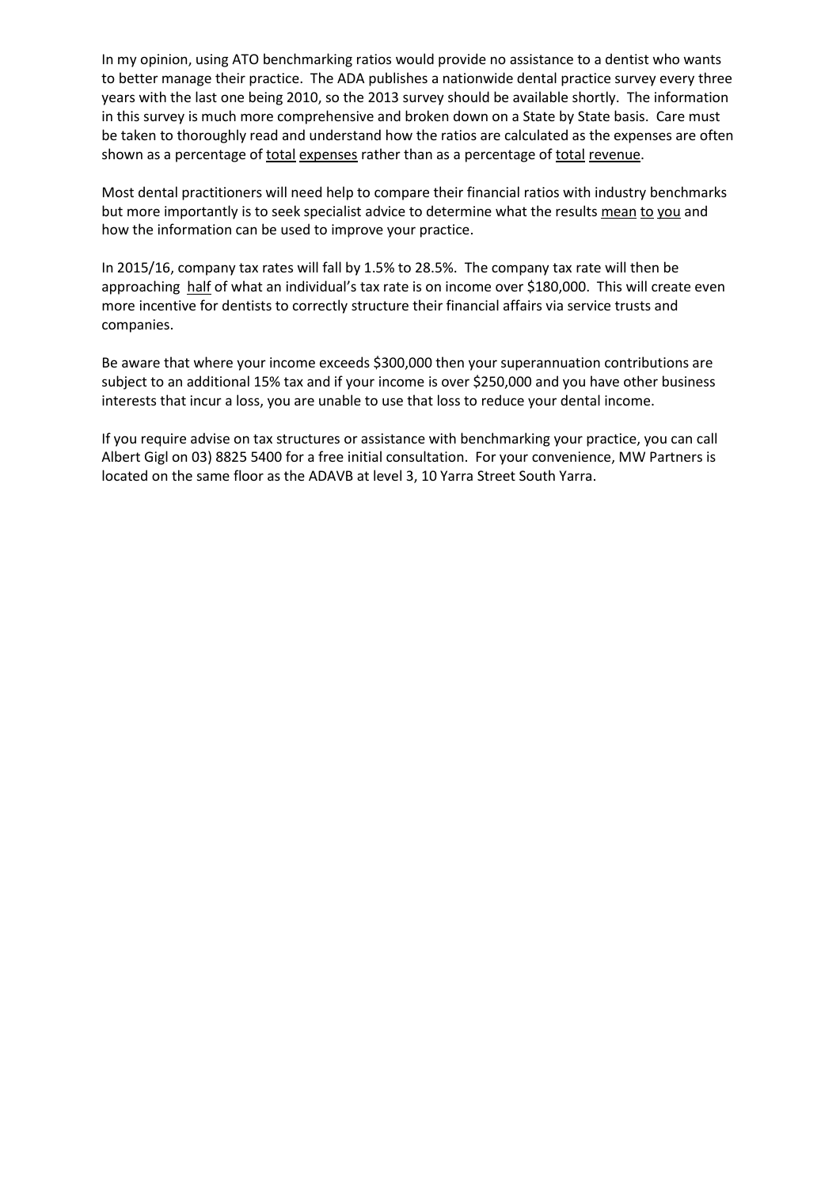In my opinion, using ATO benchmarking ratios would provide no assistance to a dentist who wants to better manage their practice. The ADA publishes a nationwide dental practice survey every three years with the last one being 2010, so the 2013 survey should be available shortly. The information in this survey is much more comprehensive and broken down on a State by State basis. Care must be taken to thoroughly read and understand how the ratios are calculated as the expenses are often shown as a percentage of <u>total</u> <u>expenses</u> rather than as a percentage of <u>total</u> <u>revenue</u>.

Most dental practitioners will need help to compare their financial ratios with industry benchmarks but more importantly is to seek specialist advice to determine what the results <u>mean</u> <u>to</u> <u>you</u> and how the information can be used to improve your practice.

In 2015/16, company tax rates will fall by 1.5% to 28.5%. The company tax rate will then be approaching <u>half</u> of what an individual's tax rate is on income over $180,000. This will create even more incentive for dentists to correctly structure their financial affairs via service trusts and companies.

Be aware that where your income exceeds $300,000 then your superannuation contributions are subject to an additional 15% tax and if your income is over $250,000 and you have other business interests that incur a loss, you are unable to use that loss to reduce your dental income.

If you require advise on tax structures or assistance with benchmarking your practice, you can call Albert Gigl on 03) 8825 5400 for a free initial consultation. For your convenience, MW Partners is located on the same floor as the ADAVB at level 3, 10 Yarra Street South Yarra.